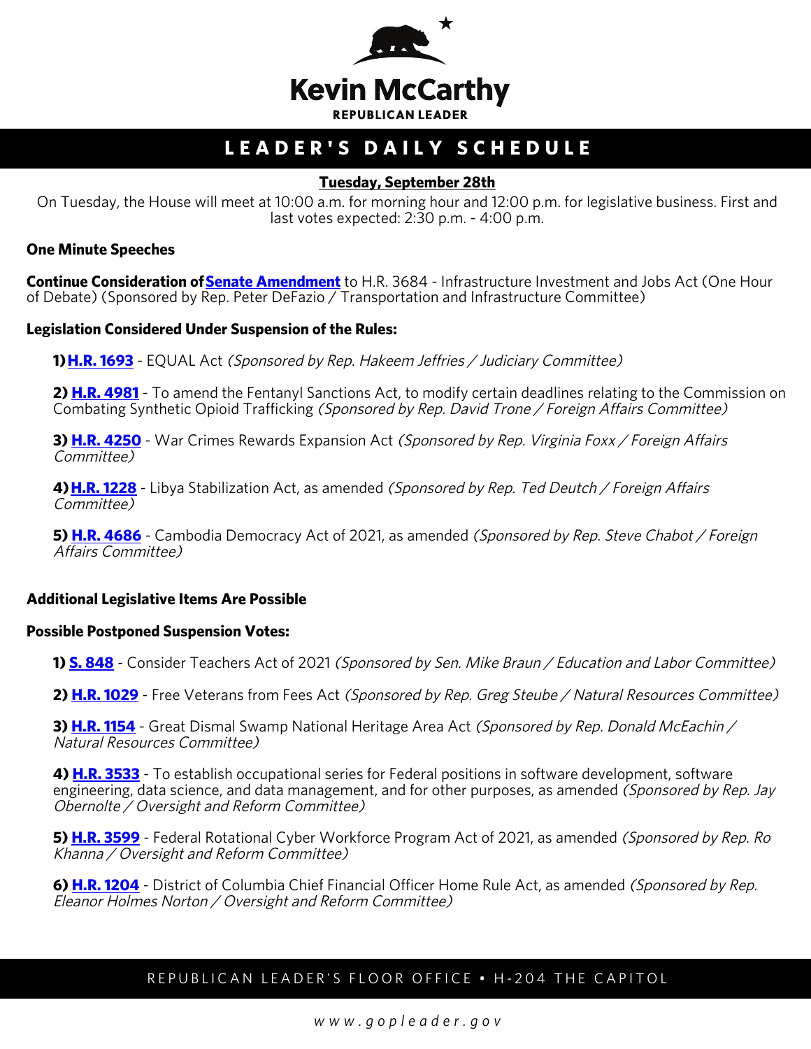# Kevin McCarthy

**REPUBLICAN LEADER**

## LEADER'S DAILY SCHEDULE

**Tuesday, September 28th**

On Tuesday, the House will meet at 10:00 a.m. for morning hour and 12:00 p.m. for legislative business. First and last votes expected: 2:30 p.m. - 4:00 p.m.

**One Minute Speeches**

**Continue Consideration of Senate Amendment** to H.R. 3684 - Infrastructure Investment and Jobs Act (One Hour of Debate) (Sponsored by Rep. Peter DeFazio / Transportation and Infrastructure Committee)

**Legislation Considered Under Suspension of the Rules:**

**1) H.R. 1693** - EQUAL Act *(Sponsored by Rep. Hakeem Jeffries / Judiciary Committee)*

**2) H.R. 4981** - To amend the Fentanyl Sanctions Act, to modify certain deadlines relating to the Commission on Combating Synthetic Opioid Trafficking *(Sponsored by Rep. David Trone / Foreign Affairs Committee)*

**3) H.R. 4250** - War Crimes Rewards Expansion Act *(Sponsored by Rep. Virginia Foxx / Foreign Affairs Committee)*

**4) H.R. 1228** - Libya Stabilization Act, as amended *(Sponsored by Rep. Ted Deutch / Foreign Affairs Committee)*

**5) H.R. 4686** - Cambodia Democracy Act of 2021, as amended *(Sponsored by Rep. Steve Chabot / Foreign Affairs Committee)*

**Additional Legislative Items Are Possible**

**Possible Postponed Suspension Votes:**

**1) S. 848** - Consider Teachers Act of 2021 *(Sponsored by Sen. Mike Braun / Education and Labor Committee)*

**2) H.R. 1029** - Free Veterans from Fees Act *(Sponsored by Rep. Greg Steube / Natural Resources Committee)*

**3) H.R. 1154** - Great Dismal Swamp National Heritage Area Act *(Sponsored by Rep. Donald McEachin / Natural Resources Committee)*

**4) H.R. 3533** - To establish occupational series for Federal positions in software development, software engineering, data science, and data management, and for other purposes, as amended *(Sponsored by Rep. Jay Obernolte / Oversight and Reform Committee)*

**5) H.R. 3599** - Federal Rotational Cyber Workforce Program Act of 2021, as amended *(Sponsored by Rep. Ro Khanna / Oversight and Reform Committee)*

**6) H.R. 1204** - District of Columbia Chief Financial Officer Home Rule Act, as amended *(Sponsored by Rep. Eleanor Holmes Norton / Oversight and Reform Committee)*

REPUBLICAN LEADER'S FLOOR OFFICE • H-204 THE CAPITOL

*www.gopleader.gov*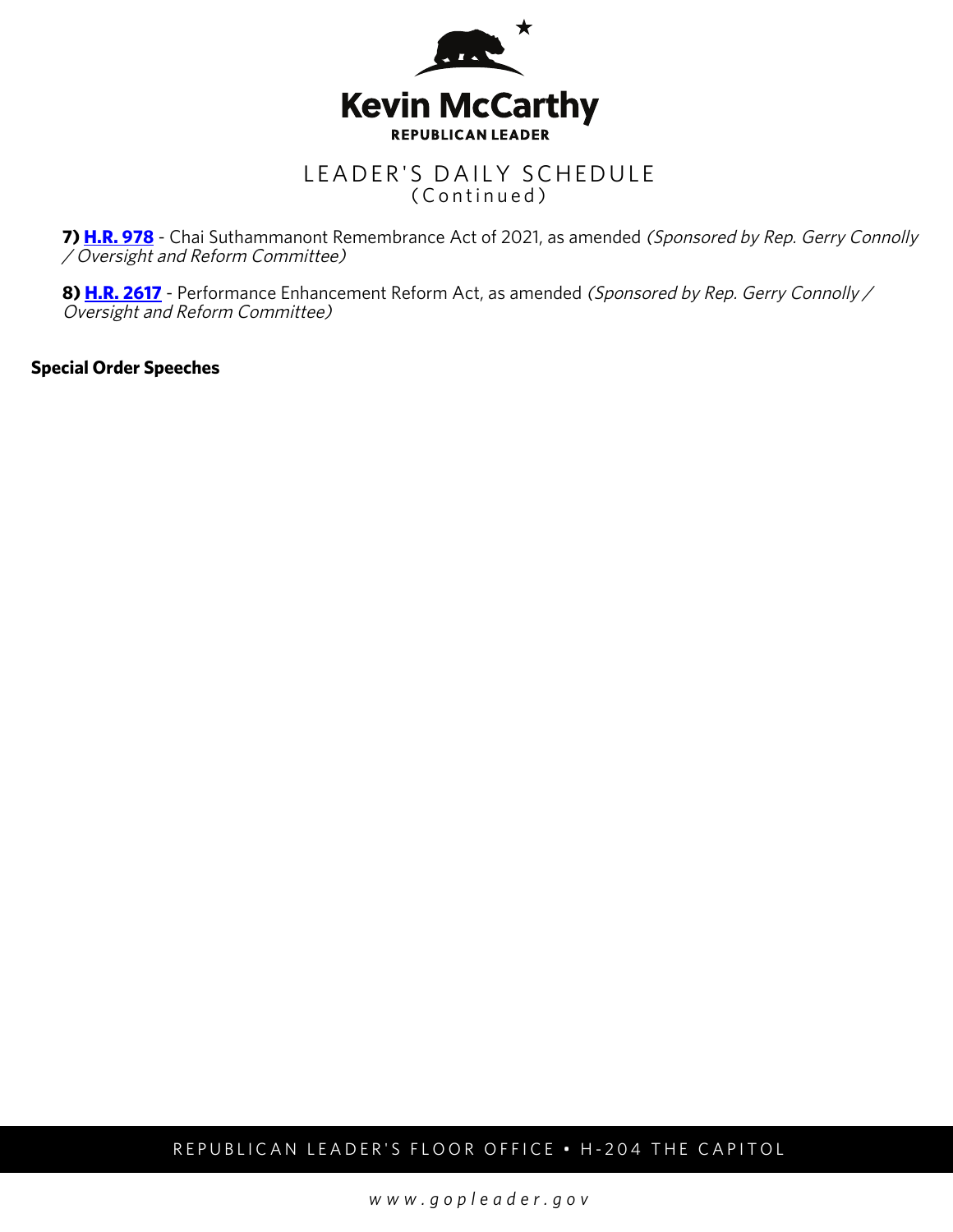# Kevin McCarthy

**REPUBLICAN LEADER**

## LEADER'S DAILY SCHEDULE
(Continued)

**7) [H.R. 978](#)** - Chai Suthammanont Remembrance Act of 2021, as amended *(Sponsored by Rep. Gerry Connolly / Oversight and Reform Committee)*

**8) [H.R. 2617](#)** - Performance Enhancement Reform Act, as amended *(Sponsored by Rep. Gerry Connolly / Oversight and Reform Committee)*

**Special Order Speeches**

REPUBLICAN LEADER'S FLOOR OFFICE • H-204 THE CAPITOL

*www.gopleader.gov*